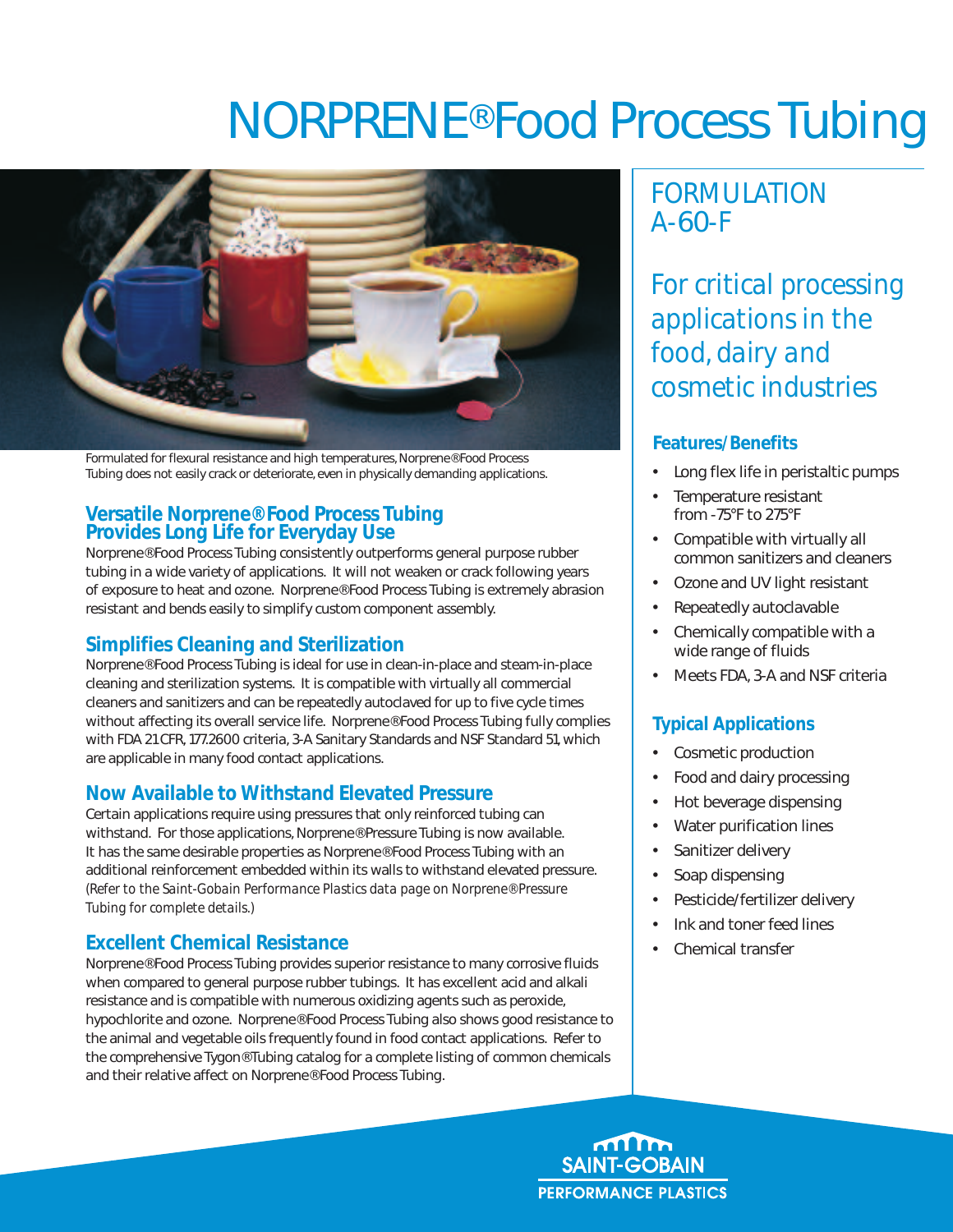# NORPRENE® Food Process Tubing

Formulated for flexural resistance and high temperatures, Norprene® Food Process Tubing does not easily crack or deteriorate, even in physically demanding applications.

## Versatile Norprene® Food Process Tubing Provides Long Life for Everyday Use

Norprene® Food Process Tubing consistently outperforms general purpose rubber tubing in a wide variety of applications. It will not weaken or crack following years of exposure to heat and ozone. Norprene® Food Process Tubing is extremely abrasion resistant and bends easily to simplify custom component assembly.

## Simplifies Cleaning and Sterilization

Norprene® Food Process Tubing is ideal for use in clean-in-place and steam-in-place cleaning and sterilization systems. It is compatible with virtually all commercial cleaners and sanitizers and can be repeatedly autoclaved for up to five cycle times without affecting its overall service life. Norprene® Food Process Tubing fully complies with FDA 21 CFR, 177.2600 criteria, 3-A Sanitary Standards and NSF Standard 51, which are applicable in many food contact applications.

## Now Available to Withstand Elevated Pressure

Certain applications require using pressures that only reinforced tubing can withstand. For those applications, Norprene® Pressure Tubing is now available. It has the same desirable properties as Norprene® Food Process Tubing with an additional reinforcement embedded within its walls to withstand elevated pressure. *(Refer to the Saint-Gobain Performance Plastics data page on Norprene® Pressure Tubing for complete details.)*

## Excellent Chemical Resistance

Norprene® Food Process Tubing provides superior resistance to many corrosive fluids when compared to general purpose rubber tubings. It has excellent acid and alkali resistance and is compatible with numerous oxidizing agents such as peroxide, hypochlorite and ozone. Norprene® Food Process Tubing also shows good resistance to the animal and vegetable oils frequently found in food contact applications. Refer to the comprehensive Tygon® Tubing catalog for a complete listing of common chemicals and their relative affect on Norprene® Food Process Tubing.

## FORMULATION A-60-F

*For critical processing applications in the food, dairy and cosmetic industries*

### Features/Benefits

- Long flex life in peristaltic pumps
- Temperature resistant from -75°F to 275°F
- Compatible with virtually all common sanitizers and cleaners
- Ozone and UV light resistant
- Repeatedly autoclavable
- Chemically compatible with a wide range of fluids
- Meets FDA, 3-A and NSF criteria

### Typical Applications

- Cosmetic production
- Food and dairy processing
- Hot beverage dispensing
- Water purification lines
- Sanitizer delivery
- Soap dispensing
- Pesticide/fertilizer delivery
- Ink and toner feed lines
- Chemical transfer

SAINT-GOBAIN PERFORMANCE PLASTICS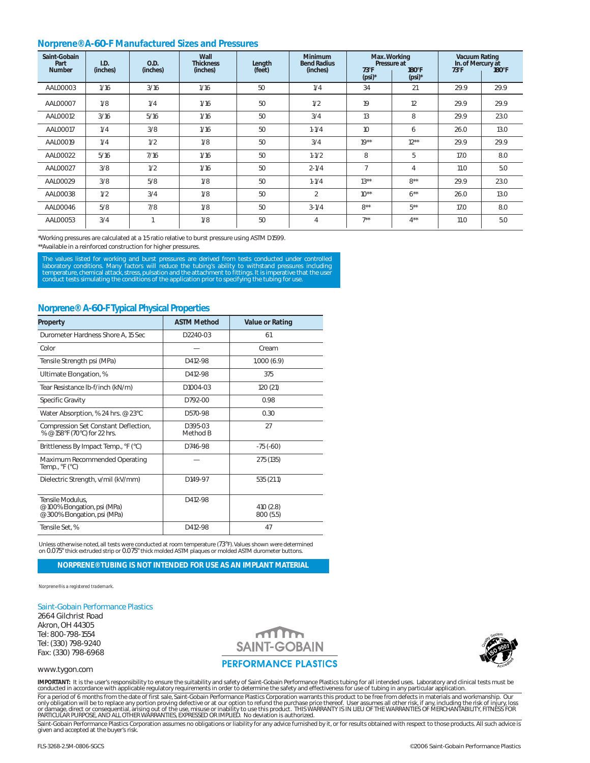## Norprene® A-60-F Manufactured Sizes and Pressures

| Saint-Gobain Part Number | I.D. (inches) | O.D. (inches) | Wall Thickness (inches) | Length (feet) | Minimum Bend Radius (inches) | Max. Working Pressure at 73°F (psi)* | Max. Working Pressure at 180°F (psi)* | Vacuum Rating In. of Mercury at 73°F | Vacuum Rating In. of Mercury at 180°F |
|---|---|---|---|---|---|---|---|---|---|
| AAL00003 | 1/16 | 3/16 | 1/16 | 50 | 1/4 | 34 | 21 | 29.9 | 29.9 |
| AAL00007 | 1/8 | 1/4 | 1/16 | 50 | 1/2 | 19 | 12 | 29.9 | 29.9 |
| AAL00012 | 3/16 | 5/16 | 1/16 | 50 | 3/4 | 13 | 8 | 29.9 | 23.0 |
| AAL00017 | 1/4 | 3/8 | 1/16 | 50 | 1-1/4 | 10 | 6 | 26.0 | 13.0 |
| AAL00019 | 1/4 | 1/2 | 1/8 | 50 | 3/4 | 19** | 12** | 29.9 | 29.9 |
| AAL00022 | 5/16 | 7/16 | 1/16 | 50 | 1-1/2 | 8 | 5 | 17.0 | 8.0 |
| AAL00027 | 3/8 | 1/2 | 1/16 | 50 | 2-1/4 | 7 | 4 | 11.0 | 5.0 |
| AAL00029 | 3/8 | 5/8 | 1/8 | 50 | 1-1/4 | 13** | 8** | 29.9 | 23.0 |
| AAL00038 | 1/2 | 3/4 | 1/8 | 50 | 2 | 10** | 6** | 26.0 | 13.0 |
| AAL00046 | 5/8 | 7/8 | 1/8 | 50 | 3-1/4 | 8** | 5** | 17.0 | 8.0 |
| AAL00053 | 3/4 | 1 | 1/8 | 50 | 4 | 7** | 4** | 11.0 | 5.0 |

*Working pressures are calculated at a 1:5 ratio relative to burst pressure using ASTM D1599.
**Available in a reinforced construction for higher pressures.

The values listed for working and burst pressures are derived from tests conducted under controlled laboratory conditions. Many factors will reduce the tubing's ability to withstand pressures including temperature, chemical attack, stress, pulsation and the attachment to fittings. It is imperative that the user conduct tests simulating the conditions of the application prior to specifying the tubing for use.

## Norprene® A-60-F Typical Physical Properties

| Property | ASTM Method | Value or Rating |
|---|---|---|
| Durometer Hardness Shore A, 15 Sec | D2240-03 | 61 |
| Color | — | Cream |
| Tensile Strength psi (MPa) | D412-98 | 1,000 (6.9) |
| Ultimate Elongation, % | D412-98 | 375 |
| Tear Resistance lb-f/inch (kN/m) | D1004-03 | 120 (21) |
| Specific Gravity | D792-00 | 0.98 |
| Water Absorption, % 24 hrs. @ 23°C | D570-98 | 0.30 |
| Compression Set Constant Deflection, % @ 158°F (70°C) for 22 hrs. | D395-03 Method B | 27 |
| Brittleness By Impact Temp., °F (°C) | D746-98 | -75 (-60) |
| Maximum Recommended Operating Temp., °F (°C) | — | 275 (135) |
| Dielectric Strength, v/mil (kV/mm) | D149-97 | 535 (21.1) |
| Tensile Modulus, @ 100% Elongation, psi (MPa) @ 300% Elongation, psi (MPa) | D412-98 | 410 (2.8) 800 (5.5) |
| Tensile Set, % | D412-98 | 47 |

Unless otherwise noted, all tests were conducted at room temperature (73°F). Values shown were determined on 0.075" thick extruded strip or 0.075" thick molded ASTM plaques or molded ASTM durometer buttons.

**NORPRENE® TUBING IS NOT INTENDED FOR USE AS AN IMPLANT MATERIAL**

Norprene® is a registered trademark.

Saint-Gobain Performance Plastics
2664 Gilchrist Road
Akron, OH 44305
Tel: 800-798-1554
Tel: (330) 798-9240
Fax: (330) 798-6968

www.tygon.com

SAINT-GOBAIN
PERFORMANCE PLASTICS

**IMPORTANT:** It is the user's responsibility to ensure the suitability and safety of Saint-Gobain Performance Plastics tubing for all intended uses. Laboratory and clinical tests must be conducted in accordance with applicable regulatory requirements in order to determine the safety and effectiveness for use of tubing in any particular application.

For a period of 6 months from the date of first sale, Saint-Gobain Performance Plastics Corporation warrants this product to be free from defects in materials and workmanship. Our only obligation will be to replace any portion proving defective or at our option to refund the purchase price thereof. User assumes all other risk, if any, including the risk of injury, loss or damage, direct or consequential, arising out of the use, misuse or inability to use this product. THIS WARRANTY IS IN LIEU OF THE WARRANTIES OF MERCHANTABILITY, FITNESS FOR PARTICULAR PURPOSE, AND ALL OTHER WARRANTIES, EXPRESSED OR IMPLIED. No deviation is authorized.

Saint-Gobain Performance Plastics Corporation assumes no obligations or liability for any advice furnished by it, or for results obtained with respect to those products. All such advice is given and accepted at the buyer's risk.

FLS-3268-2.5M-0806-SGCS

©2006 Saint-Gobain Performance Plastics